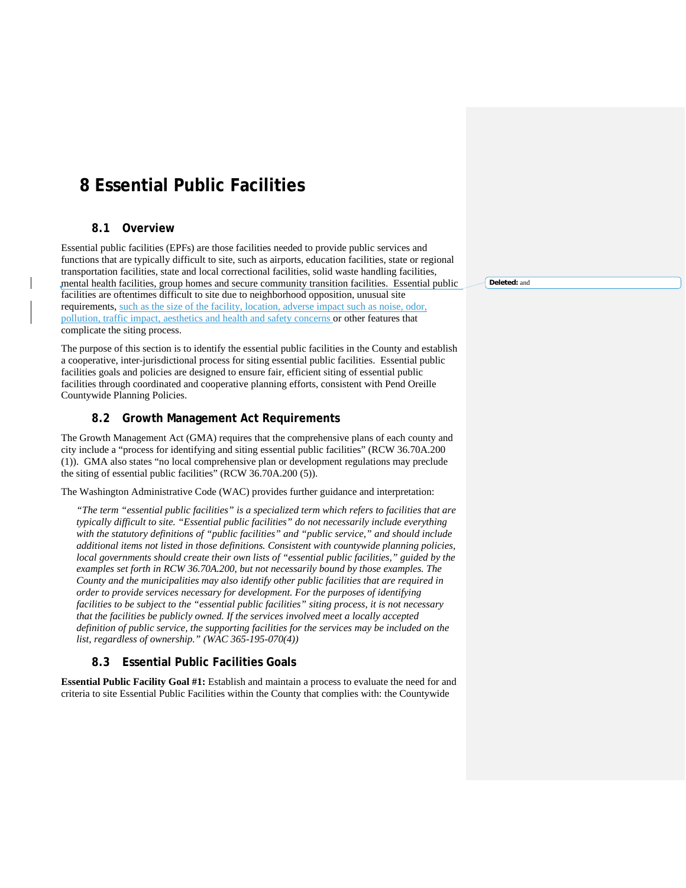# 8 Essential Public Facilities

## 8.1 Overview

Essential public facilities (EPFs) are those facilities needed to provide public services and functions that are typically difficult to site, such as airports, education facilities, state or regional transportation facilities, state and local correctional facilities, solid waste handling facilities, mental health facilities, group homes and secure community transition facilities. Essential public facilities are oftentimes difficult to site due to neighborhood opposition, unusual site requirements, such as the size of the facility, location, adverse impact such as noise, odor, pollution, traffic impact, aesthetics and health and safety concerns or other features that complicate the siting process.

The purpose of this section is to identify the essential public facilities in the County and establish a cooperative, inter-jurisdictional process for siting essential public facilities. Essential public facilities goals and policies are designed to ensure fair, efficient siting of essential public facilities through coordinated and cooperative planning efforts, consistent with Pend Oreille Countywide Planning Policies.

## 8.2 Growth Management Act Requirements

The Growth Management Act (GMA) requires that the comprehensive plans of each county and city include a "process for identifying and siting essential public facilities" (RCW 36.70A.200 (1)). GMA also states "no local comprehensive plan or development regulations may preclude the siting of essential public facilities" (RCW 36.70A.200 (5)).

The Washington Administrative Code (WAC) provides further guidance and interpretation:

> *"The term "essential public facilities" is a specialized term which refers to facilities that are typically difficult to site. "Essential public facilities" do not necessarily include everything with the statutory definitions of "public facilities" and "public service," and should include additional items not listed in those definitions. Consistent with countywide planning policies, local governments should create their own lists of "essential public facilities," guided by the examples set forth in RCW 36.70A.200, but not necessarily bound by those examples. The County and the municipalities may also identify other public facilities that are required in order to provide services necessary for development. For the purposes of identifying facilities to be subject to the "essential public facilities" siting process, it is not necessary that the facilities be publicly owned. If the services involved meet a locally accepted definition of public service, the supporting facilities for the services may be included on the list, regardless of ownership." (WAC 365-195-070(4))*

## 8.3 Essential Public Facilities Goals

**Essential Public Facility Goal #1:** Establish and maintain a process to evaluate the need for and criteria to site Essential Public Facilities within the County that complies with: the Countywide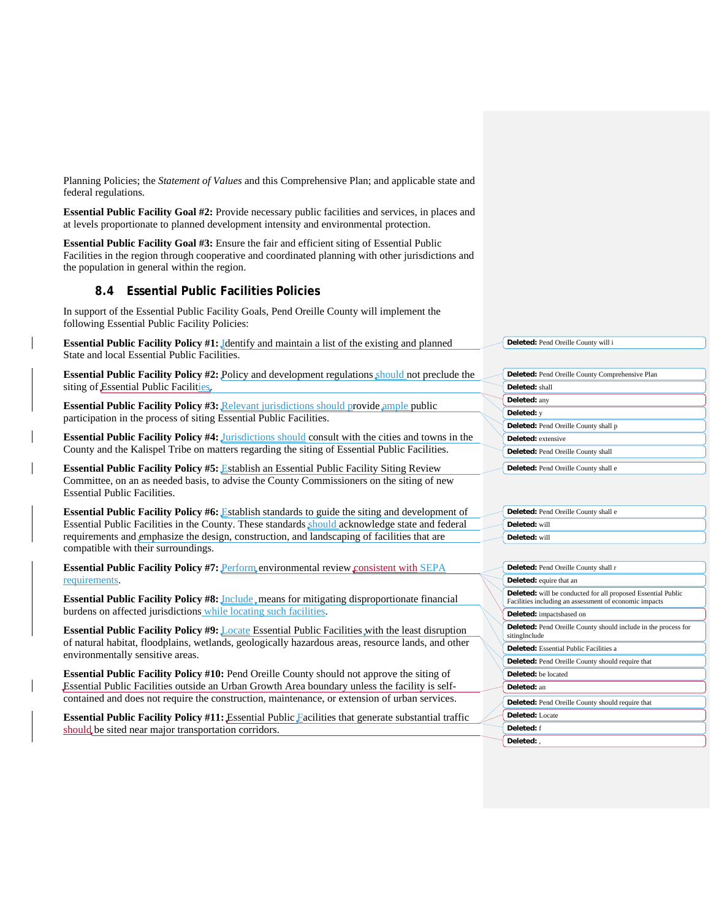Planning Policies; the *Statement of Values* and this Comprehensive Plan; and applicable state and federal regulations.

**Essential Public Facility Goal #2:** Provide necessary public facilities and services, in places and at levels proportionate to planned development intensity and environmental protection.

**Essential Public Facility Goal #3:** Ensure the fair and efficient siting of Essential Public Facilities in the region through cooperative and coordinated planning with other jurisdictions and the population in general within the region.

### 8.4 Essential Public Facilities Policies

In support of the Essential Public Facility Goals, Pend Oreille County will implement the following Essential Public Facility Policies:

**Essential Public Facility Policy #1:** Identify and maintain a list of the existing and planned State and local Essential Public Facilities.

**Essential Public Facility Policy #2:** Policy and development regulations should not preclude the siting of Essential Public Facilities.

**Essential Public Facility Policy #3:** Relevant jurisdictions should provide ample public participation in the process of siting Essential Public Facilities.

**Essential Public Facility Policy #4:** Jurisdictions should consult with the cities and towns in the County and the Kalispel Tribe on matters regarding the siting of Essential Public Facilities.

**Essential Public Facility Policy #5:** Establish an Essential Public Facility Siting Review Committee, on an as needed basis, to advise the County Commissioners on the siting of new Essential Public Facilities.

**Essential Public Facility Policy #6:** Establish standards to guide the siting and development of Essential Public Facilities in the County. These standards should acknowledge state and federal requirements and emphasize the design, construction, and landscaping of facilities that are compatible with their surroundings.

**Essential Public Facility Policy #7:** Perform environmental review consistent with SEPA requirements.

**Essential Public Facility Policy #8:** Include means for mitigating disproportionate financial burdens on affected jurisdictions while locating such facilities.

**Essential Public Facility Policy #9:** Locate Essential Public Facilities with the least disruption of natural habitat, floodplains, wetlands, geologically hazardous areas, resource lands, and other environmentally sensitive areas.

**Essential Public Facility Policy #10:** Pend Oreille County should not approve the siting of Essential Public Facilities outside an Urban Growth Area boundary unless the facility is self-contained and does not require the construction, maintenance, or extension of urban services.

**Essential Public Facility Policy #11:** Essential Public Facilities that generate substantial traffic should be sited near major transportation corridors.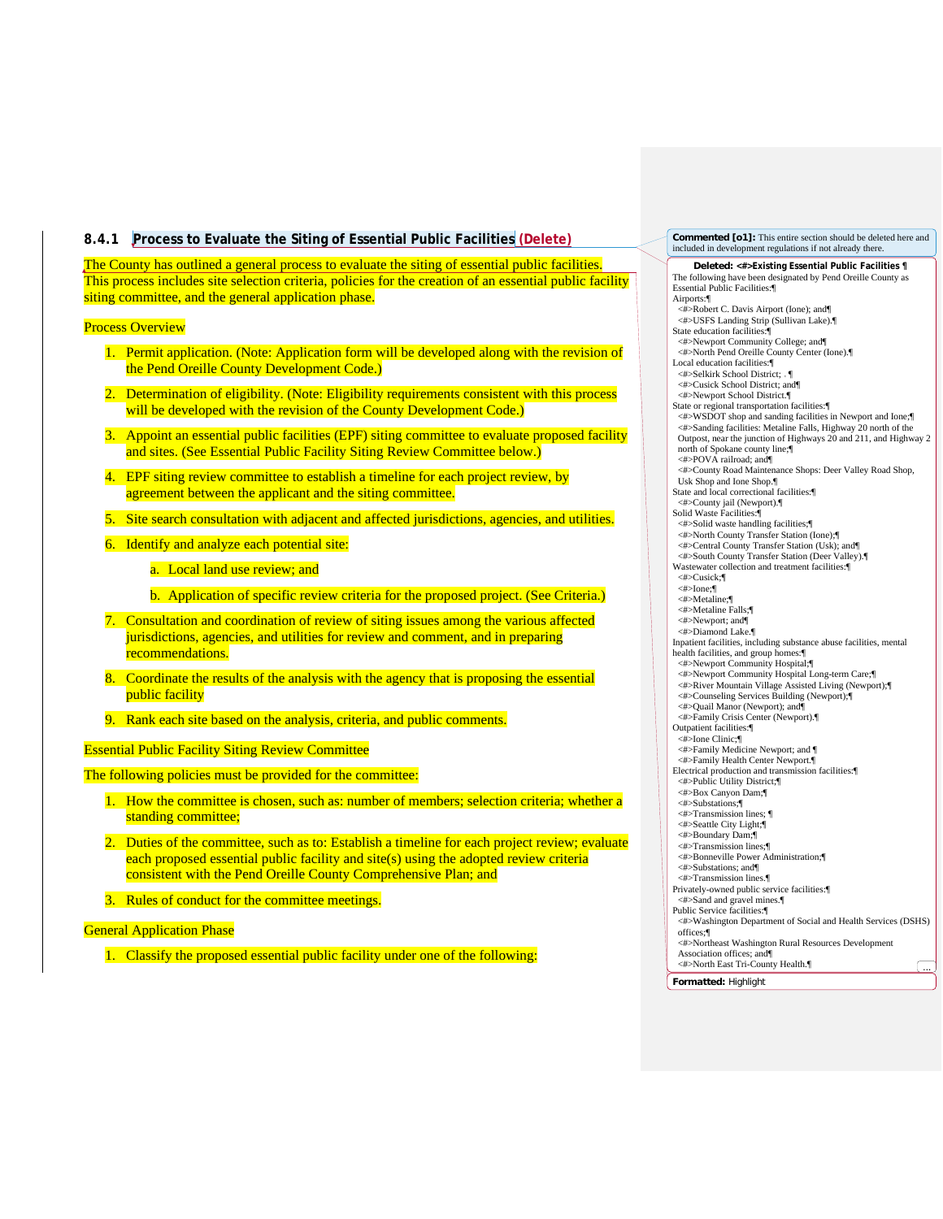### 8.4.1 Process to Evaluate the Siting of Essential Public Facilities (Delete)

The County has outlined a general process to evaluate the siting of essential public facilities. This process includes site selection criteria, policies for the creation of an essential public facility siting committee, and the general application phase.

Process Overview

1. Permit application. (Note: Application form will be developed along with the revision of the Pend Oreille County Development Code.)
2. Determination of eligibility. (Note: Eligibility requirements consistent with this process will be developed with the revision of the County Development Code.)
3. Appoint an essential public facilities (EPF) siting committee to evaluate proposed facility and sites. (See Essential Public Facility Siting Review Committee below.)
4. EPF siting review committee to establish a timeline for each project review, by agreement between the applicant and the siting committee.
5. Site search consultation with adjacent and affected jurisdictions, agencies, and utilities.
6. Identify and analyze each potential site:
    a. Local land use review; and
    b. Application of specific review criteria for the proposed project. (See Criteria.)
7. Consultation and coordination of review of siting issues among the various affected jurisdictions, agencies, and utilities for review and comment, and in preparing recommendations.
8. Coordinate the results of the analysis with the agency that is proposing the essential public facility
9. Rank each site based on the analysis, criteria, and public comments.

Essential Public Facility Siting Review Committee

The following policies must be provided for the committee:

1. How the committee is chosen, such as: number of members; selection criteria; whether a standing committee;
2. Duties of the committee, such as to: Establish a timeline for each project review; evaluate each proposed essential public facility and site(s) using the adopted review criteria consistent with the Pend Oreille County Comprehensive Plan; and
3. Rules of conduct for the committee meetings.

General Application Phase

1. Classify the proposed essential public facility under one of the following:

**Commented [o1]:** This entire section should be deleted here and included in development regulations if not already there.

**Deleted: Existing Essential Public Facilities**
The following have been designated by Pend Oreille County as Essential Public Facilities:
Airports:
- Robert C. Davis Airport (Ione); and
- USFS Landing Strip (Sullivan Lake).

State education facilities:
- Newport Community College; and
- North Pend Oreille County Center (Ione).

Local education facilities:
- Selkirk School District;
- Cusick School District; and
- Newport School District.

State or regional transportation facilities:
- WSDOT shop and sanding facilities in Newport and Ione;
- Sanding facilities: Metaline Falls, Highway 20 north of the Outpost, near the junction of Highways 20 and 211, and Highway 2 north of Spokane county line;
- POVA railroad; and
- County Road Maintenance Shops: Deer Valley Road Shop, Usk Shop and Ione Shop.

State and local correctional facilities:
- County jail (Newport).

Solid Waste Facilities:
- Solid waste handling facilities;
- North County Transfer Station (Ione);
- Central County Transfer Station (Usk); and
- South County Transfer Station (Deer Valley).

Wastewater collection and treatment facilities:
- Cusick;
- Ione;
- Metaline;
- Metaline Falls;
- Newport; and
- Diamond Lake.

Inpatient facilities, including substance abuse facilities, mental health facilities, and group homes:
- Newport Community Hospital;
- Newport Community Hospital Long-term Care;
- River Mountain Village Assisted Living (Newport);
- Counseling Services Building (Newport);
- Quail Manor (Newport); and
- Family Crisis Center (Newport).

Outpatient facilities:
- Ione Clinic;
- Family Medicine Newport; and
- Family Health Center Newport.

Electrical production and transmission facilities:
- Public Utility District;
- Box Canyon Dam;
- Substations;
- Transmission lines;
- Seattle City Light;
- Boundary Dam;
- Transmission lines;
- Bonneville Power Administration;
- Substations; and
- Transmission lines.

Privately-owned public service facilities:
- Sand and gravel mines.

Public Service facilities:
- Washington Department of Social and Health Services (DSHS) offices;
- Northeast Washington Rural Resources Development Association offices; and
- North East Tri-County Health.

**Formatted:** Highlight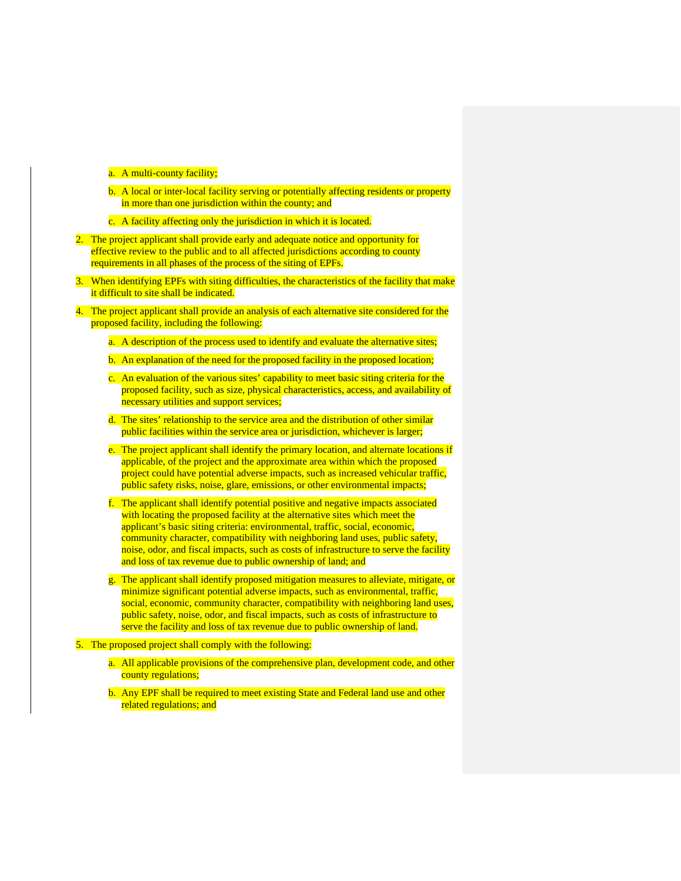a. A multi-county facility;

   b. A local or inter-local facility serving or potentially affecting residents or property in more than one jurisdiction within the county; and

   c. A facility affecting only the jurisdiction in which it is located.

2. The project applicant shall provide early and adequate notice and opportunity for effective review to the public and to all affected jurisdictions according to county requirements in all phases of the process of the siting of EPFs.

3. When identifying EPFs with siting difficulties, the characteristics of the facility that make it difficult to site shall be indicated.

4. The project applicant shall provide an analysis of each alternative site considered for the proposed facility, including the following:

   a. A description of the process used to identify and evaluate the alternative sites;

   b. An explanation of the need for the proposed facility in the proposed location;

   c. An evaluation of the various sites' capability to meet basic siting criteria for the proposed facility, such as size, physical characteristics, access, and availability of necessary utilities and support services;

   d. The sites' relationship to the service area and the distribution of other similar public facilities within the service area or jurisdiction, whichever is larger;

   e. The project applicant shall identify the primary location, and alternate locations if applicable, of the project and the approximate area within which the proposed project could have potential adverse impacts, such as increased vehicular traffic, public safety risks, noise, glare, emissions, or other environmental impacts;

   f. The applicant shall identify potential positive and negative impacts associated with locating the proposed facility at the alternative sites which meet the applicant's basic siting criteria: environmental, traffic, social, economic, community character, compatibility with neighboring land uses, public safety, noise, odor, and fiscal impacts, such as costs of infrastructure to serve the facility and loss of tax revenue due to public ownership of land; and

   g. The applicant shall identify proposed mitigation measures to alleviate, mitigate, or minimize significant potential adverse impacts, such as environmental, traffic, social, economic, community character, compatibility with neighboring land uses, public safety, noise, odor, and fiscal impacts, such as costs of infrastructure to serve the facility and loss of tax revenue due to public ownership of land.

5. The proposed project shall comply with the following:

   a. All applicable provisions of the comprehensive plan, development code, and other county regulations;

   b. Any EPF shall be required to meet existing State and Federal land use and other related regulations; and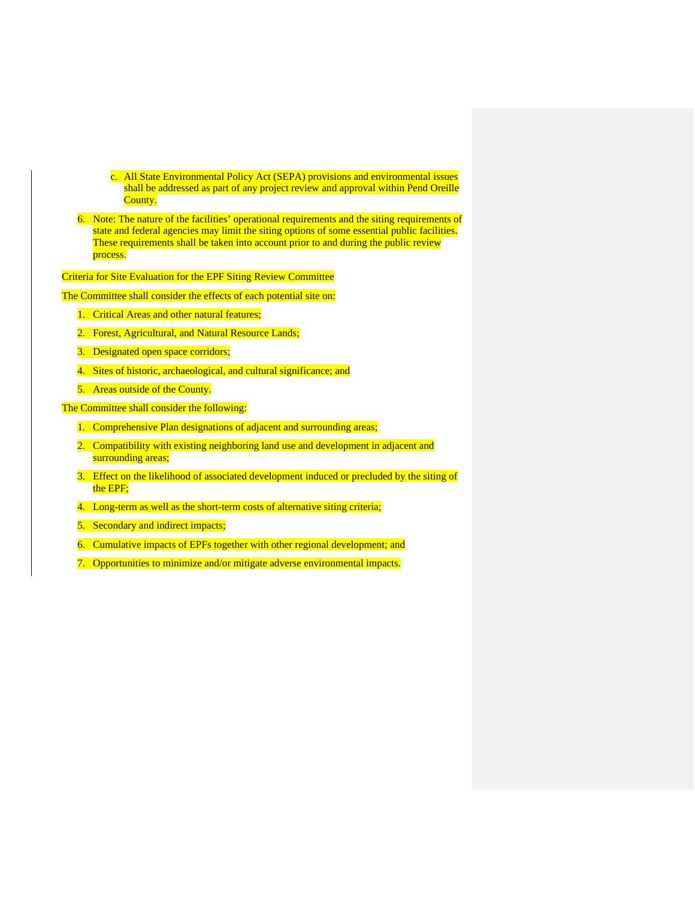c. All State Environmental Policy Act (SEPA) provisions and environmental issues shall be addressed as part of any project review and approval within Pend Oreille County.

6. Note: The nature of the facilities' operational requirements and the siting requirements of state and federal agencies may limit the siting options of some essential public facilities. These requirements shall be taken into account prior to and during the public review process.

Criteria for Site Evaluation for the EPF Siting Review Committee

The Committee shall consider the effects of each potential site on:

1. Critical Areas and other natural features;
2. Forest, Agricultural, and Natural Resource Lands;
3. Designated open space corridors;
4. Sites of historic, archaeological, and cultural significance; and
5. Areas outside of the County.

The Committee shall consider the following:

1. Comprehensive Plan designations of adjacent and surrounding areas;
2. Compatibility with existing neighboring land use and development in adjacent and surrounding areas;
3. Effect on the likelihood of associated development induced or precluded by the siting of the EPF;
4. Long-term as well as the short-term costs of alternative siting criteria;
5. Secondary and indirect impacts;
6. Cumulative impacts of EPFs together with other regional development; and
7. Opportunities to minimize and/or mitigate adverse environmental impacts.